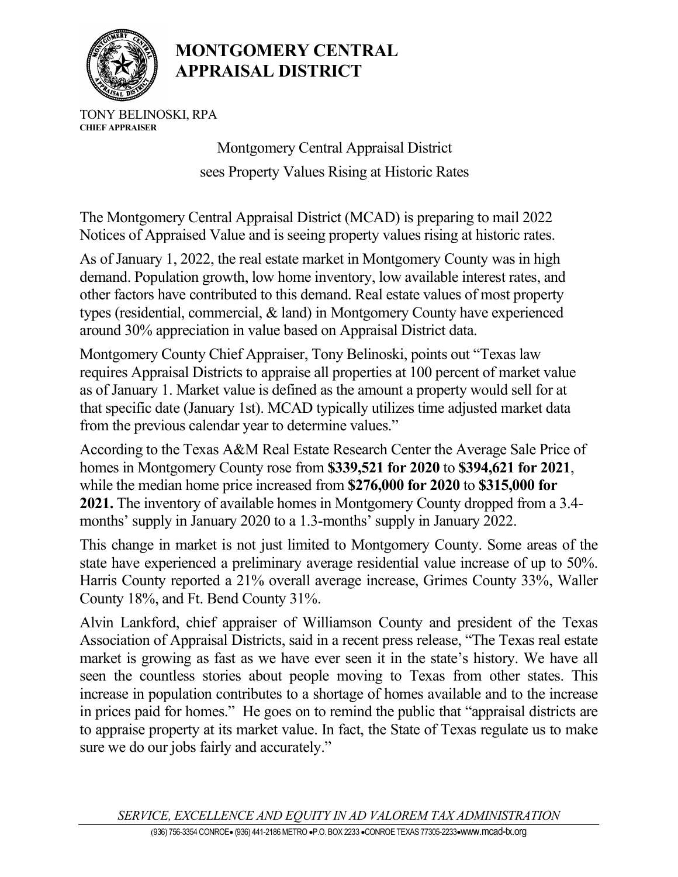# MONTGOMERY CENTRAL APPRAISAL DISTRICT

TONY BELINOSKI, RPA
**CHIEF APPRAISER**

## Montgomery Central Appraisal District sees Property Values Rising at Historic Rates

The Montgomery Central Appraisal District (MCAD) is preparing to mail 2022 Notices of Appraised Value and is seeing property values rising at historic rates.

As of January 1, 2022, the real estate market in Montgomery County was in high demand. Population growth, low home inventory, low available interest rates, and other factors have contributed to this demand. Real estate values of most property types (residential, commercial, & land) in Montgomery County have experienced around 30% appreciation in value based on Appraisal District data.

Montgomery County Chief Appraiser, Tony Belinoski, points out "Texas law requires Appraisal Districts to appraise all properties at 100 percent of market value as of January 1. Market value is defined as the amount a property would sell for at that specific date (January 1st). MCAD typically utilizes time adjusted market data from the previous calendar year to determine values."

According to the Texas A&M Real Estate Research Center the Average Sale Price of homes in Montgomery County rose from **$339,521 for 2020** to **$394,621 for 2021**, while the median home price increased from **$276,000 for 2020** to **$315,000 for 2021.** The inventory of available homes in Montgomery County dropped from a 3.4-months' supply in January 2020 to a 1.3-months' supply in January 2022.

This change in market is not just limited to Montgomery County. Some areas of the state have experienced a preliminary average residential value increase of up to 50%. Harris County reported a 21% overall average increase, Grimes County 33%, Waller County 18%, and Ft. Bend County 31%.

Alvin Lankford, chief appraiser of Williamson County and president of the Texas Association of Appraisal Districts, said in a recent press release, "The Texas real estate market is growing as fast as we have ever seen it in the state's history. We have all seen the countless stories about people moving to Texas from other states. This increase in population contributes to a shortage of homes available and to the increase in prices paid for homes." He goes on to remind the public that "appraisal districts are to appraise property at its market value. In fact, the State of Texas regulate us to make sure we do our jobs fairly and accurately."

*SERVICE, EXCELLENCE AND EQUITY IN AD VALOREM TAX ADMINISTRATION*

(936) 756-3354 CONROE• (936) 441-2186 METRO •P.O. BOX 2233 •CONROE TEXAS 77305-2233•www.mcad-tx.org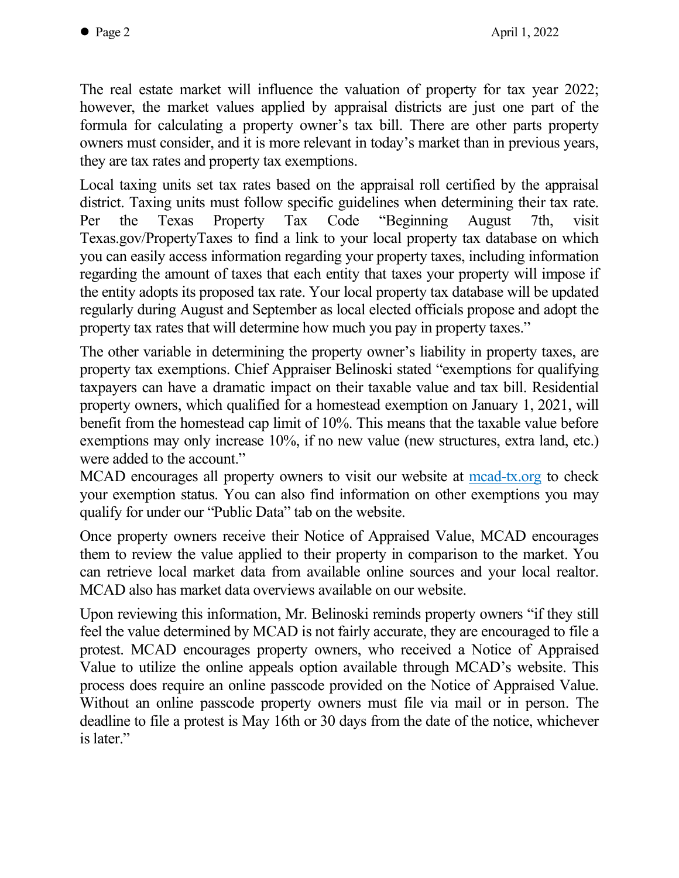The real estate market will influence the valuation of property for tax year 2022; however, the market values applied by appraisal districts are just one part of the formula for calculating a property owner's tax bill. There are other parts property owners must consider, and it is more relevant in today's market than in previous years, they are tax rates and property tax exemptions.

Local taxing units set tax rates based on the appraisal roll certified by the appraisal district. Taxing units must follow specific guidelines when determining their tax rate. Per the Texas Property Tax Code "Beginning August 7th, visit Texas.gov/PropertyTaxes to find a link to your local property tax database on which you can easily access information regarding your property taxes, including information regarding the amount of taxes that each entity that taxes your property will impose if the entity adopts its proposed tax rate. Your local property tax database will be updated regularly during August and September as local elected officials propose and adopt the property tax rates that will determine how much you pay in property taxes."

The other variable in determining the property owner's liability in property taxes, are property tax exemptions. Chief Appraiser Belinoski stated "exemptions for qualifying taxpayers can have a dramatic impact on their taxable value and tax bill. Residential property owners, which qualified for a homestead exemption on January 1, 2021, will benefit from the homestead cap limit of 10%. This means that the taxable value before exemptions may only increase 10%, if no new value (new structures, extra land, etc.) were added to the account."

MCAD encourages all property owners to visit our website at [mcad-tx.org](mcad-tx.org) to check your exemption status. You can also find information on other exemptions you may qualify for under our "Public Data" tab on the website.

Once property owners receive their Notice of Appraised Value, MCAD encourages them to review the value applied to their property in comparison to the market. You can retrieve local market data from available online sources and your local realtor. MCAD also has market data overviews available on our website.

Upon reviewing this information, Mr. Belinoski reminds property owners "if they still feel the value determined by MCAD is not fairly accurate, they are encouraged to file a protest. MCAD encourages property owners, who received a Notice of Appraised Value to utilize the online appeals option available through MCAD's website. This process does require an online passcode provided on the Notice of Appraised Value. Without an online passcode property owners must file via mail or in person. The deadline to file a protest is May 16th or 30 days from the date of the notice, whichever is later."